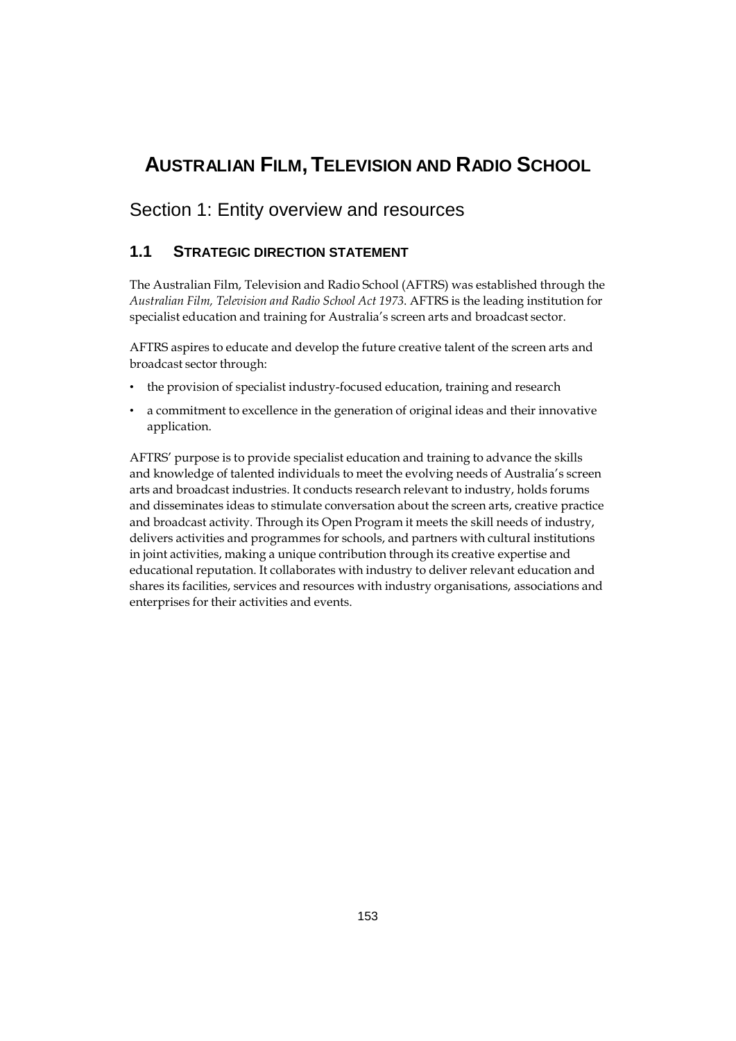# AUSTRALIAN FILM, TELEVISION AND RADIO SCHOOL

## Section 1: Entity overview and resources

### 1.1 STRATEGIC DIRECTION STATEMENT

The Australian Film, Television and Radio School (AFTRS) was established through the *Australian Film, Television and Radio School Act 1973*. AFTRS is the leading institution for specialist education and training for Australia's screen arts and broadcast sector.

AFTRS aspires to educate and develop the future creative talent of the screen arts and broadcast sector through:

- the provision of specialist industry-focused education, training and research
- a commitment to excellence in the generation of original ideas and their innovative application.

AFTRS' purpose is to provide specialist education and training to advance the skills and knowledge of talented individuals to meet the evolving needs of Australia's screen arts and broadcast industries. It conducts research relevant to industry, holds forums and disseminates ideas to stimulate conversation about the screen arts, creative practice and broadcast activity. Through its Open Program it meets the skill needs of industry, delivers activities and programmes for schools, and partners with cultural institutions in joint activities, making a unique contribution through its creative expertise and educational reputation. It collaborates with industry to deliver relevant education and shares its facilities, services and resources with industry organisations, associations and enterprises for their activities and events.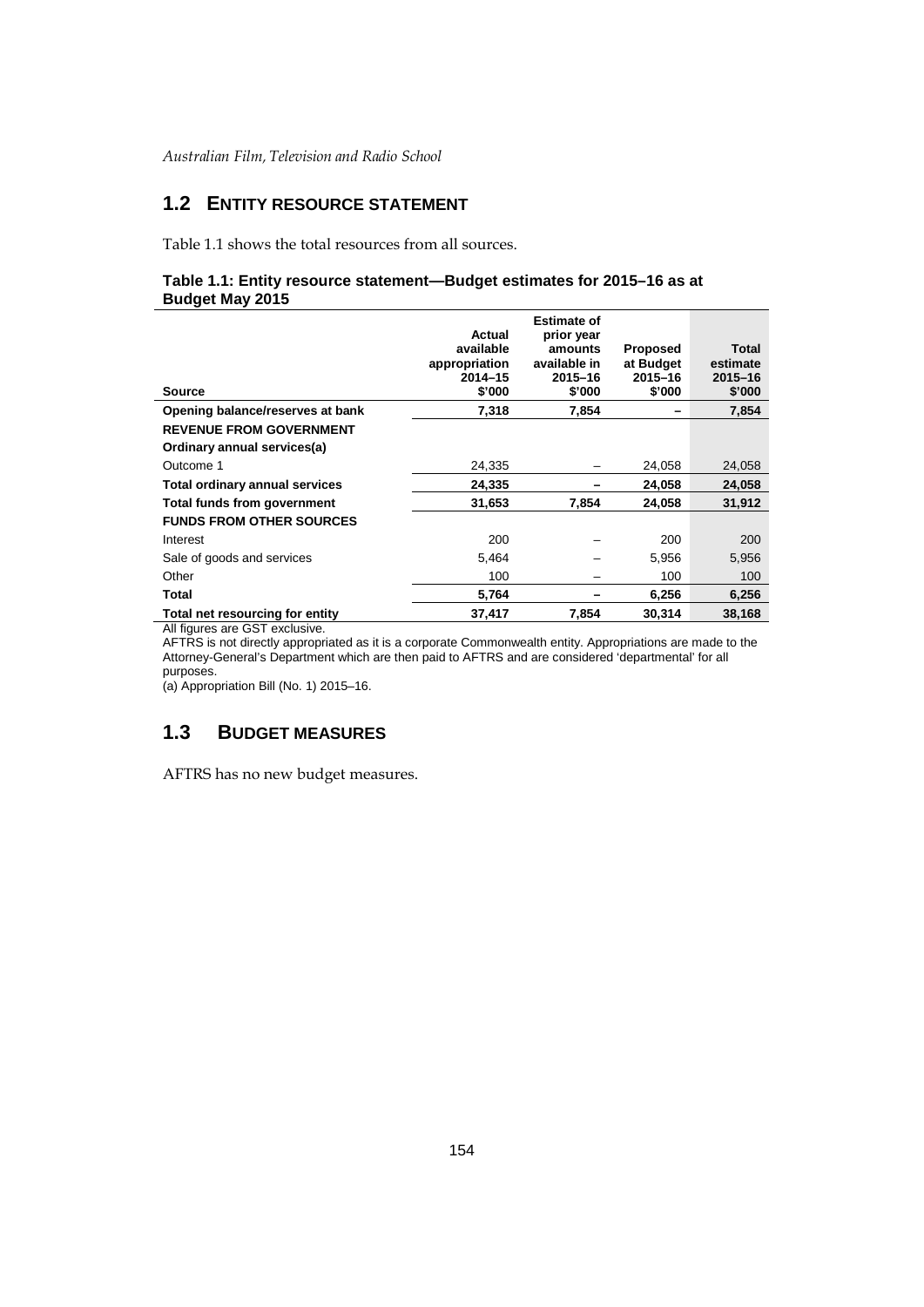## 1.2 ENTITY RESOURCE STATEMENT

Table 1.1 shows the total resources from all sources.

**Table 1.1: Entity resource statement—Budget estimates for 2015–16 as at Budget May 2015**

| Source | Actual available appropriation 2014–15 $'000 | Estimate of prior year amounts available in 2015–16 $'000 | Proposed at Budget 2015–16 $'000 | Total estimate 2015–16 $'000 |
|---|---|---|---|---|
| **Opening balance/reserves at bank** | **7,318** | **7,854** | **–** | **7,854** |
| **REVENUE FROM GOVERNMENT** | | | | |
| **Ordinary annual services(a)** | | | | |
| Outcome 1 | 24,335 | – | 24,058 | 24,058 |
| **Total ordinary annual services** | **24,335** | **–** | **24,058** | **24,058** |
| **Total funds from government** | **31,653** | **7,854** | **24,058** | **31,912** |
| **FUNDS FROM OTHER SOURCES** | | | | |
| Interest | 200 | – | 200 | 200 |
| Sale of goods and services | 5,464 | – | 5,956 | 5,956 |
| Other | 100 | – | 100 | 100 |
| **Total** | **5,764** | **–** | **6,256** | **6,256** |
| **Total net resourcing for entity** | **37,417** | **7,854** | **30,314** | **38,168** |

All figures are GST exclusive.

AFTRS is not directly appropriated as it is a corporate Commonwealth entity. Appropriations are made to the Attorney-General's Department which are then paid to AFTRS and are considered 'departmental' for all purposes.

(a) Appropriation Bill (No. 1) 2015–16.

## 1.3 BUDGET MEASURES

AFTRS has no new budget measures.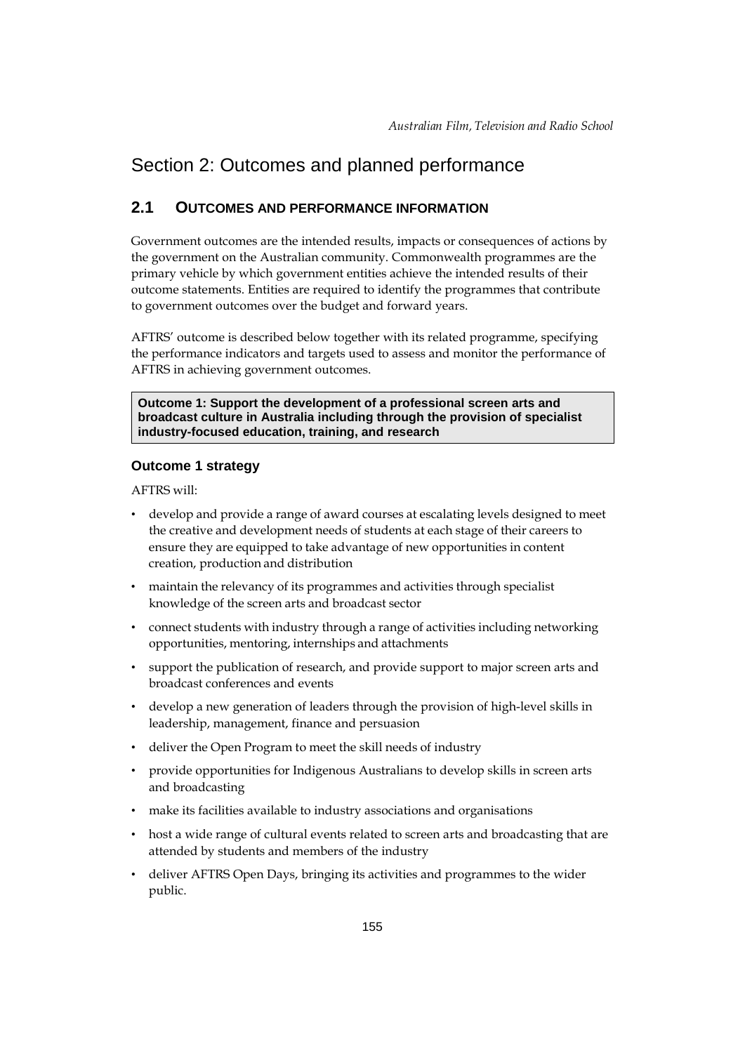# Section 2: Outcomes and planned performance

## 2.1 OUTCOMES AND PERFORMANCE INFORMATION

Government outcomes are the intended results, impacts or consequences of actions by the government on the Australian community. Commonwealth programmes are the primary vehicle by which government entities achieve the intended results of their outcome statements. Entities are required to identify the programmes that contribute to government outcomes over the budget and forward years.

AFTRS' outcome is described below together with its related programme, specifying the performance indicators and targets used to assess and monitor the performance of AFTRS in achieving government outcomes.

**Outcome 1: Support the development of a professional screen arts and broadcast culture in Australia including through the provision of specialist industry-focused education, training, and research**

### Outcome 1 strategy

AFTRS will:

- develop and provide a range of award courses at escalating levels designed to meet the creative and development needs of students at each stage of their careers to ensure they are equipped to take advantage of new opportunities in content creation, production and distribution
- maintain the relevancy of its programmes and activities through specialist knowledge of the screen arts and broadcast sector
- connect students with industry through a range of activities including networking opportunities, mentoring, internships and attachments
- support the publication of research, and provide support to major screen arts and broadcast conferences and events
- develop a new generation of leaders through the provision of high-level skills in leadership, management, finance and persuasion
- deliver the Open Program to meet the skill needs of industry
- provide opportunities for Indigenous Australians to develop skills in screen arts and broadcasting
- make its facilities available to industry associations and organisations
- host a wide range of cultural events related to screen arts and broadcasting that are attended by students and members of the industry
- deliver AFTRS Open Days, bringing its activities and programmes to the wider public.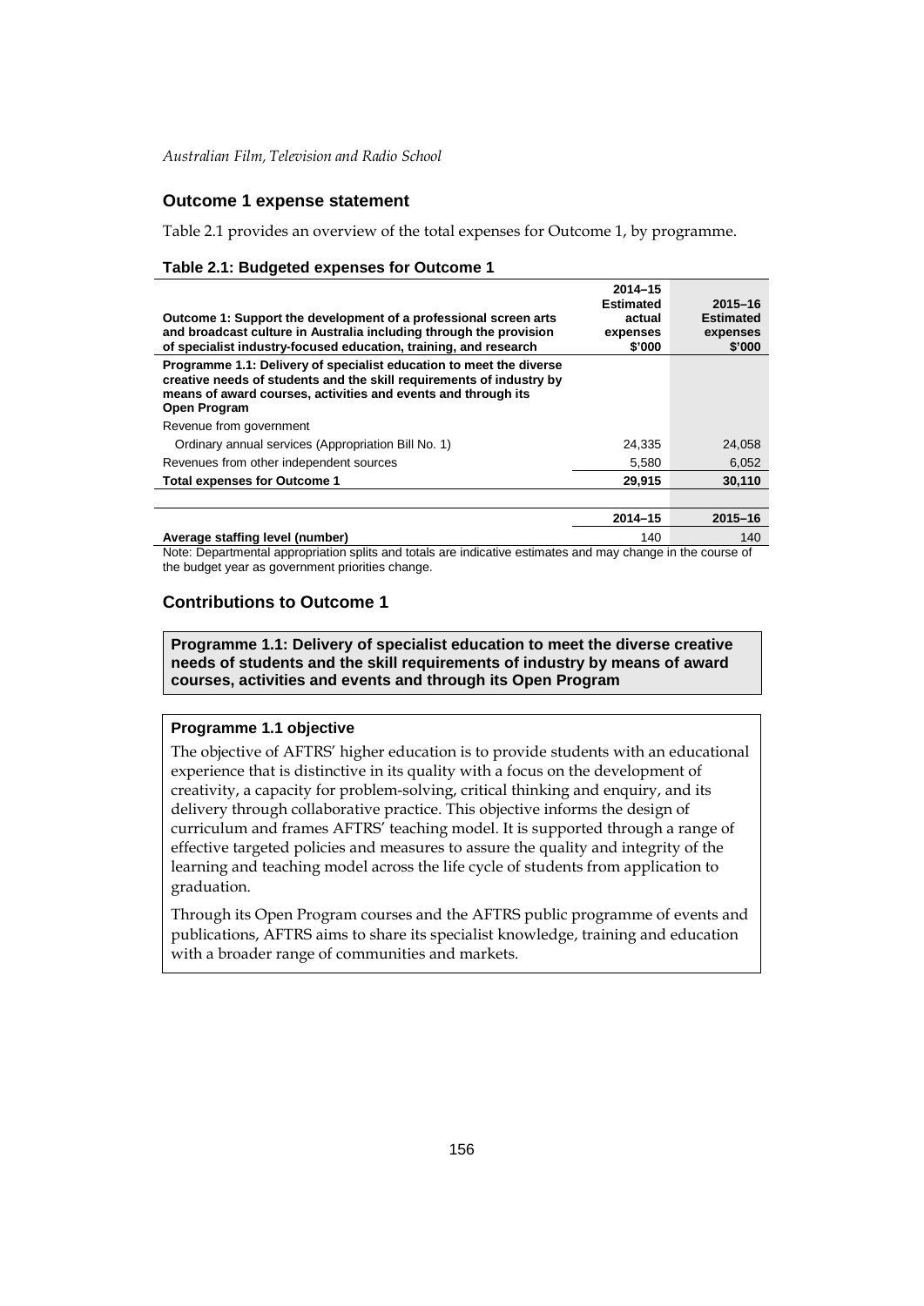## Outcome 1 expense statement

Table 2.1 provides an overview of the total expenses for Outcome 1, by programme.

**Table 2.1: Budgeted expenses for Outcome 1**

| Outcome 1: Support the development of a professional screen arts and broadcast culture in Australia including through the provision of specialist industry-focused education, training, and research | 2014–15 Estimated actual expenses $'000 | 2015–16 Estimated expenses $'000 |
|---|---|---|
| **Programme 1.1: Delivery of specialist education to meet the diverse creative needs of students and the skill requirements of industry by means of award courses, activities and events and through its Open Program** | | |
| Revenue from government | | |
| Ordinary annual services (Appropriation Bill No. 1) | 24,335 | 24,058 |
| Revenues from other independent sources | 5,580 | 6,052 |
| **Total expenses for Outcome 1** | **29,915** | **30,110** |
| | | |
| | **2014–15** | **2015–16** |
| **Average staffing level (number)** | 140 | 140 |

Note: Departmental appropriation splits and totals are indicative estimates and may change in the course of the budget year as government priorities change.

## Contributions to Outcome 1

**Programme 1.1: Delivery of specialist education to meet the diverse creative needs of students and the skill requirements of industry by means of award courses, activities and events and through its Open Program**

**Programme 1.1 objective**

The objective of AFTRS' higher education is to provide students with an educational experience that is distinctive in its quality with a focus on the development of creativity, a capacity for problem-solving, critical thinking and enquiry, and its delivery through collaborative practice. This objective informs the design of curriculum and frames AFTRS' teaching model. It is supported through a range of effective targeted policies and measures to assure the quality and integrity of the learning and teaching model across the life cycle of students from application to graduation.

Through its Open Program courses and the AFTRS public programme of events and publications, AFTRS aims to share its specialist knowledge, training and education with a broader range of communities and markets.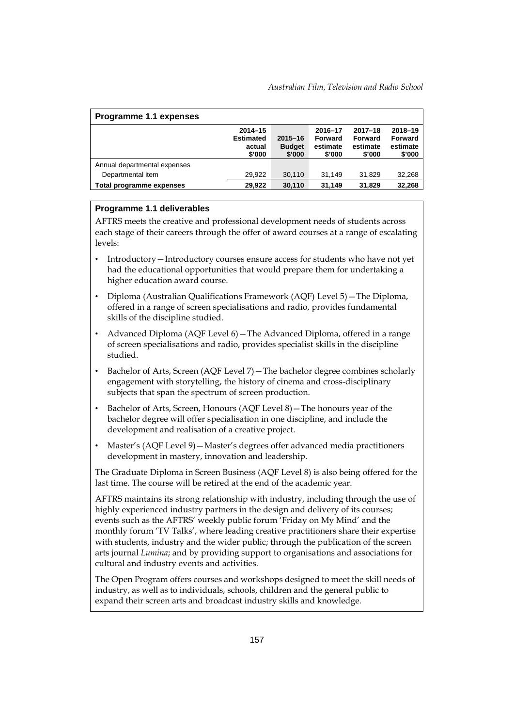| Programme 1.1 expenses | | | | | |
|---|---|---|---|---|---|
| | 2014–15 Estimated actual $'000 | 2015–16 Budget $'000 | 2016–17 Forward estimate $'000 | 2017–18 Forward estimate $'000 | 2018–19 Forward estimate $'000 |
| Annual departmental expenses | | | | | |
| Departmental item | 29,922 | 30,110 | 31,149 | 31,829 | 32,268 |
| **Total programme expenses** | **29,922** | **30,110** | **31,149** | **31,829** | **32,268** |

**Programme 1.1 deliverables**

AFTRS meets the creative and professional development needs of students across each stage of their careers through the offer of award courses at a range of escalating levels:

- Introductory — Introductory courses ensure access for students who have not yet had the educational opportunities that would prepare them for undertaking a higher education award course.
- Diploma (Australian Qualifications Framework (AQF) Level 5) — The Diploma, offered in a range of screen specialisations and radio, provides fundamental skills of the discipline studied.
- Advanced Diploma (AQF Level 6) — The Advanced Diploma, offered in a range of screen specialisations and radio, provides specialist skills in the discipline studied.
- Bachelor of Arts, Screen (AQF Level 7) — The bachelor degree combines scholarly engagement with storytelling, the history of cinema and cross-disciplinary subjects that span the spectrum of screen production.
- Bachelor of Arts, Screen, Honours (AQF Level 8) — The honours year of the bachelor degree will offer specialisation in one discipline, and include the development and realisation of a creative project.
- Master's (AQF Level 9) — Master's degrees offer advanced media practitioners development in mastery, innovation and leadership.

The Graduate Diploma in Screen Business (AQF Level 8) is also being offered for the last time. The course will be retired at the end of the academic year.

AFTRS maintains its strong relationship with industry, including through the use of highly experienced industry partners in the design and delivery of its courses; events such as the AFTRS' weekly public forum 'Friday on My Mind' and the monthly forum 'TV Talks', where leading creative practitioners share their expertise with students, industry and the wider public; through the publication of the screen arts journal *Lumina*; and by providing support to organisations and associations for cultural and industry events and activities.

The Open Program offers courses and workshops designed to meet the skill needs of industry, as well as to individuals, schools, children and the general public to expand their screen arts and broadcast industry skills and knowledge.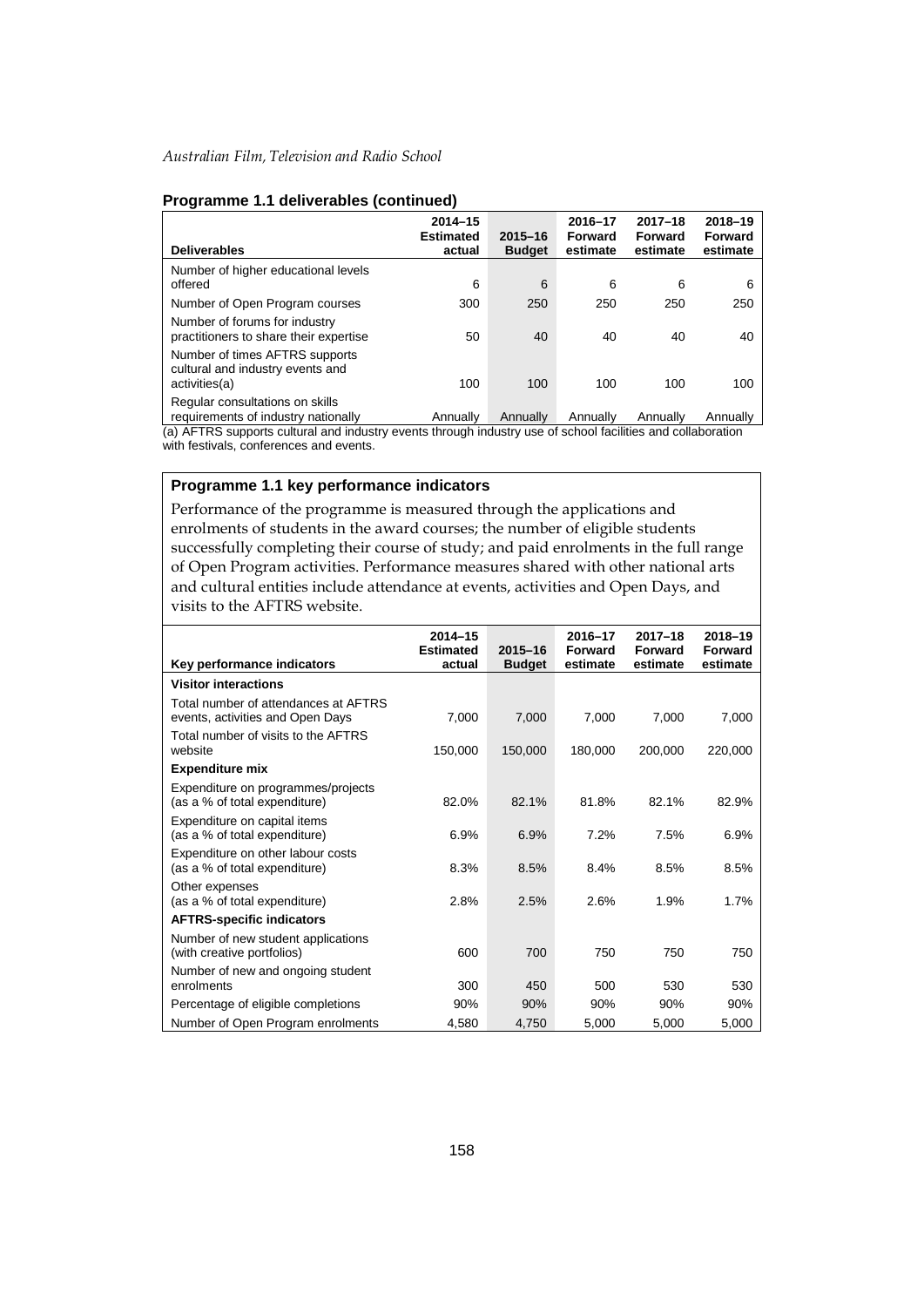### Programme 1.1 deliverables (continued)

| Deliverables | 2014–15 Estimated actual | 2015–16 Budget | 2016–17 Forward estimate | 2017–18 Forward estimate | 2018–19 Forward estimate |
|---|---|---|---|---|---|
| Number of higher educational levels offered | 6 | 6 | 6 | 6 | 6 |
| Number of Open Program courses | 300 | 250 | 250 | 250 | 250 |
| Number of forums for industry practitioners to share their expertise | 50 | 40 | 40 | 40 | 40 |
| Number of times AFTRS supports cultural and industry events and activities(a) | 100 | 100 | 100 | 100 | 100 |
| Regular consultations on skills requirements of industry nationally | Annually | Annually | Annually | Annually | Annually |

(a) AFTRS supports cultural and industry events through industry use of school facilities and collaboration with festivals, conferences and events.

### Programme 1.1 key performance indicators

Performance of the programme is measured through the applications and enrolments of students in the award courses; the number of eligible students successfully completing their course of study; and paid enrolments in the full range of Open Program activities. Performance measures shared with other national arts and cultural entities include attendance at events, activities and Open Days, and visits to the AFTRS website.

| Key performance indicators | 2014–15 Estimated actual | 2015–16 Budget | 2016–17 Forward estimate | 2017–18 Forward estimate | 2018–19 Forward estimate |
|---|---|---|---|---|---|
| **Visitor interactions** | | | | | |
| Total number of attendances at AFTRS events, activities and Open Days | 7,000 | 7,000 | 7,000 | 7,000 | 7,000 |
| Total number of visits to the AFTRS website | 150,000 | 150,000 | 180,000 | 200,000 | 220,000 |
| **Expenditure mix** | | | | | |
| Expenditure on programmes/projects (as a % of total expenditure) | 82.0% | 82.1% | 81.8% | 82.1% | 82.9% |
| Expenditure on capital items (as a % of total expenditure) | 6.9% | 6.9% | 7.2% | 7.5% | 6.9% |
| Expenditure on other labour costs (as a % of total expenditure) | 8.3% | 8.5% | 8.4% | 8.5% | 8.5% |
| Other expenses (as a % of total expenditure) | 2.8% | 2.5% | 2.6% | 1.9% | 1.7% |
| **AFTRS-specific indicators** | | | | | |
| Number of new student applications (with creative portfolios) | 600 | 700 | 750 | 750 | 750 |
| Number of new and ongoing student enrolments | 300 | 450 | 500 | 530 | 530 |
| Percentage of eligible completions | 90% | 90% | 90% | 90% | 90% |
| Number of Open Program enrolments | 4,580 | 4,750 | 5,000 | 5,000 | 5,000 |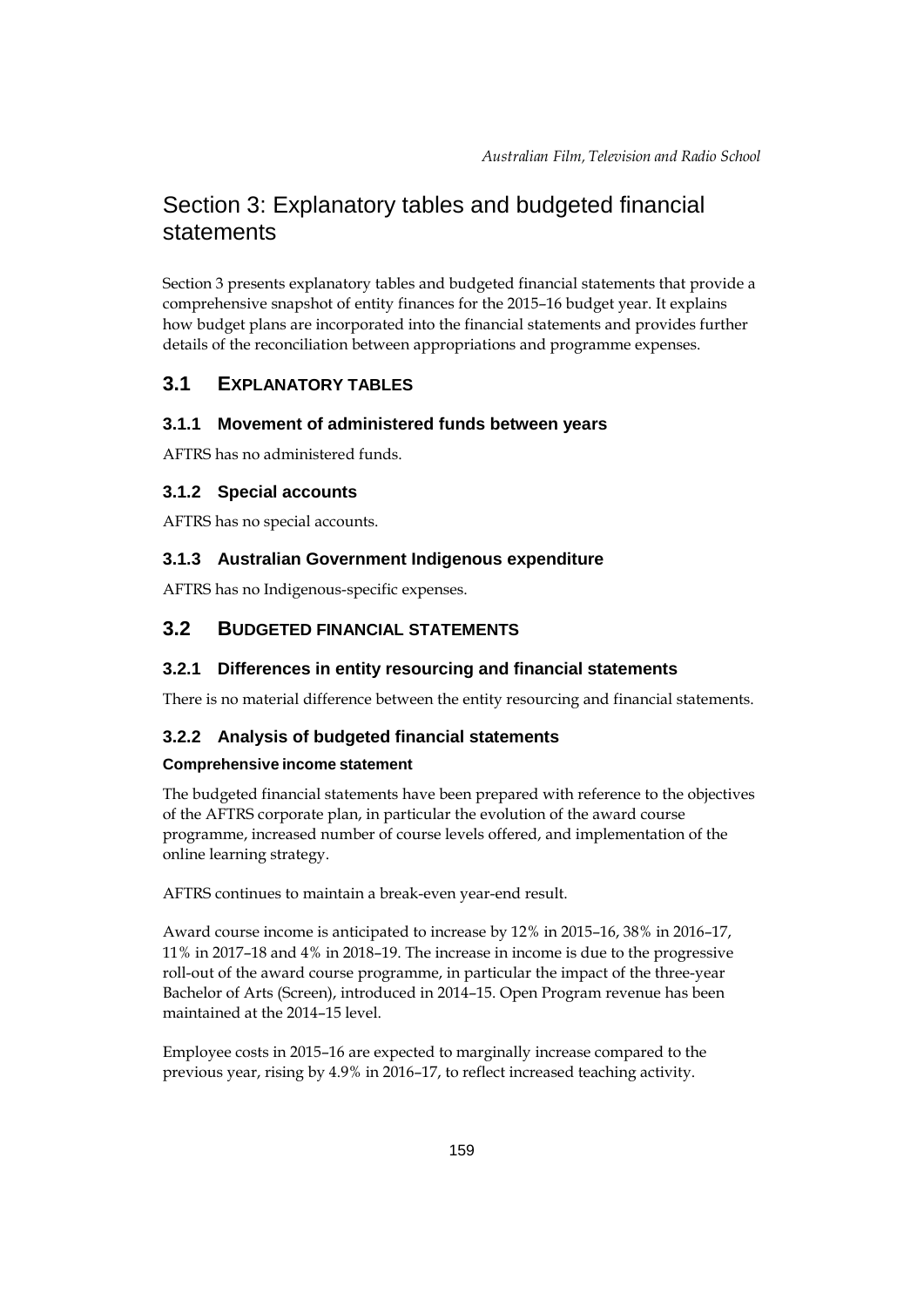# Section 3: Explanatory tables and budgeted financial statements

Section 3 presents explanatory tables and budgeted financial statements that provide a comprehensive snapshot of entity finances for the 2015–16 budget year. It explains how budget plans are incorporated into the financial statements and provides further details of the reconciliation between appropriations and programme expenses.

## 3.1 EXPLANATORY TABLES

### 3.1.1 Movement of administered funds between years

AFTRS has no administered funds.

### 3.1.2 Special accounts

AFTRS has no special accounts.

### 3.1.3 Australian Government Indigenous expenditure

AFTRS has no Indigenous-specific expenses.

## 3.2 BUDGETED FINANCIAL STATEMENTS

### 3.2.1 Differences in entity resourcing and financial statements

There is no material difference between the entity resourcing and financial statements.

### 3.2.2 Analysis of budgeted financial statements

**Comprehensive income statement**

The budgeted financial statements have been prepared with reference to the objectives of the AFTRS corporate plan, in particular the evolution of the award course programme, increased number of course levels offered, and implementation of the online learning strategy.

AFTRS continues to maintain a break-even year-end result.

Award course income is anticipated to increase by 12% in 2015–16, 38% in 2016–17, 11% in 2017–18 and 4% in 2018–19. The increase in income is due to the progressive roll-out of the award course programme, in particular the impact of the three-year Bachelor of Arts (Screen), introduced in 2014–15. Open Program revenue has been maintained at the 2014–15 level.

Employee costs in 2015–16 are expected to marginally increase compared to the previous year, rising by 4.9% in 2016–17, to reflect increased teaching activity.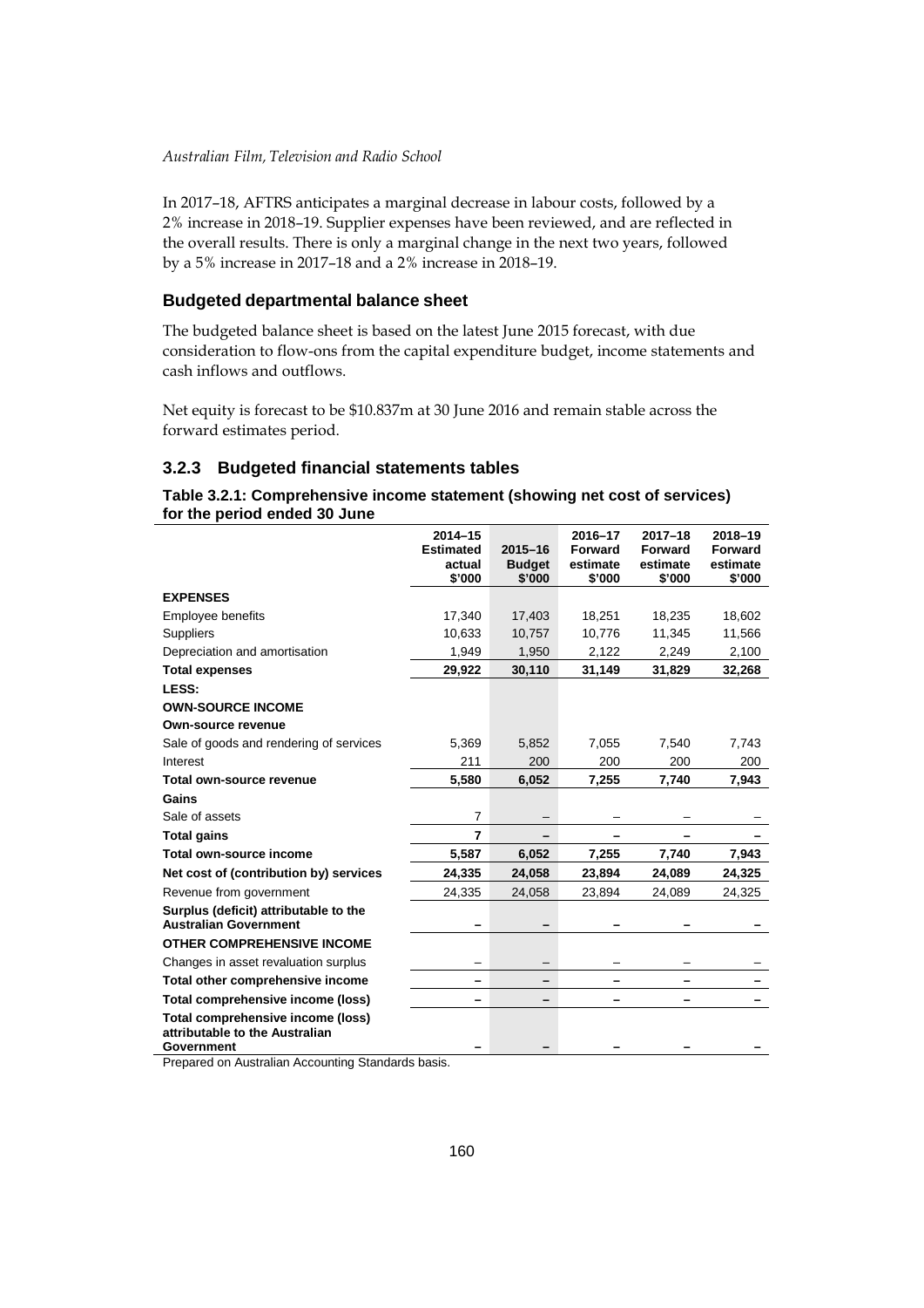In 2017–18, AFTRS anticipates a marginal decrease in labour costs, followed by a 2% increase in 2018–19. Supplier expenses have been reviewed, and are reflected in the overall results. There is only a marginal change in the next two years, followed by a 5% increase in 2017–18 and a 2% increase in 2018–19.

### Budgeted departmental balance sheet

The budgeted balance sheet is based on the latest June 2015 forecast, with due consideration to flow-ons from the capital expenditure budget, income statements and cash inflows and outflows.

Net equity is forecast to be $10.837m at 30 June 2016 and remain stable across the forward estimates period.

## 3.2.3 Budgeted financial statements tables

**Table 3.2.1: Comprehensive income statement (showing net cost of services) for the period ended 30 June**

| | 2014–15 Estimated actual $'000 | 2015–16 Budget $'000 | 2016–17 Forward estimate $'000 | 2017–18 Forward estimate $'000 | 2018–19 Forward estimate $'000 |
|---|---|---|---|---|---|
| **EXPENSES** | | | | | |
| Employee benefits | 17,340 | 17,403 | 18,251 | 18,235 | 18,602 |
| Suppliers | 10,633 | 10,757 | 10,776 | 11,345 | 11,566 |
| Depreciation and amortisation | 1,949 | 1,950 | 2,122 | 2,249 | 2,100 |
| **Total expenses** | **29,922** | **30,110** | **31,149** | **31,829** | **32,268** |
| **LESS:** | | | | | |
| **OWN-SOURCE INCOME** | | | | | |
| **Own-source revenue** | | | | | |
| Sale of goods and rendering of services | 5,369 | 5,852 | 7,055 | 7,540 | 7,743 |
| Interest | 211 | 200 | 200 | 200 | 200 |
| **Total own-source revenue** | **5,580** | **6,052** | **7,255** | **7,740** | **7,943** |
| **Gains** | | | | | |
| Sale of assets | 7 | – | – | – | – |
| **Total gains** | **7** | **–** | **–** | **–** | **–** |
| **Total own-source income** | **5,587** | **6,052** | **7,255** | **7,740** | **7,943** |
| **Net cost of (contribution by) services** | **24,335** | **24,058** | **23,894** | **24,089** | **24,325** |
| Revenue from government | 24,335 | 24,058 | 23,894 | 24,089 | 24,325 |
| **Surplus (deficit) attributable to the Australian Government** | **–** | **–** | **–** | **–** | **–** |
| **OTHER COMPREHENSIVE INCOME** | | | | | |
| Changes in asset revaluation surplus | – | – | – | – | – |
| **Total other comprehensive income** | **–** | **–** | **–** | **–** | **–** |
| **Total comprehensive income (loss)** | **–** | **–** | **–** | **–** | **–** |
| **Total comprehensive income (loss) attributable to the Australian Government** | **–** | **–** | **–** | **–** | **–** |

Prepared on Australian Accounting Standards basis.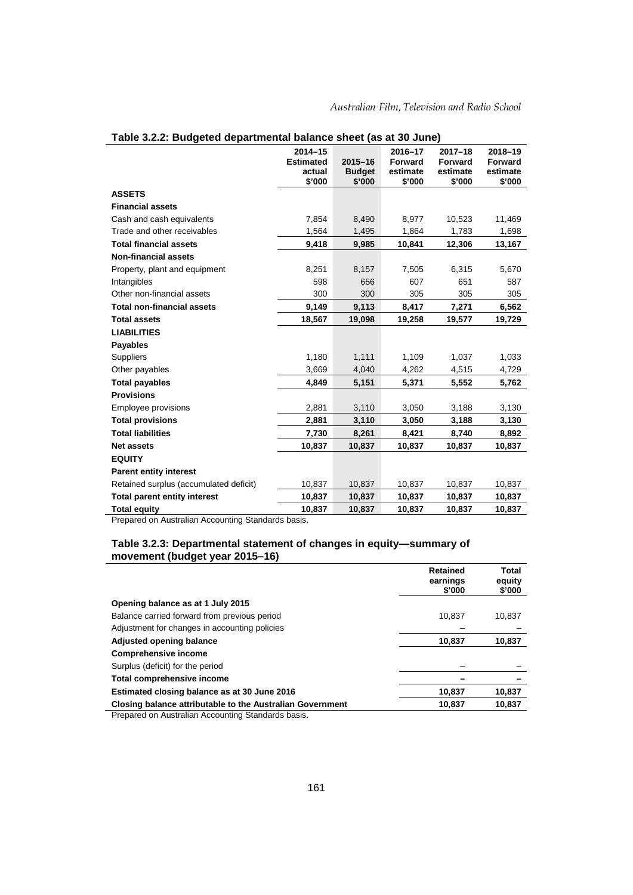**Table 3.2.2: Budgeted departmental balance sheet (as at 30 June)**

| | 2014–15 Estimated actual $'000 | 2015–16 Budget $'000 | 2016–17 Forward estimate $'000 | 2017–18 Forward estimate $'000 | 2018–19 Forward estimate $'000 |
|---|---|---|---|---|---|
| **ASSETS** | | | | | |
| **Financial assets** | | | | | |
| Cash and cash equivalents | 7,854 | 8,490 | 8,977 | 10,523 | 11,469 |
| Trade and other receivables | 1,564 | 1,495 | 1,864 | 1,783 | 1,698 |
| **Total financial assets** | **9,418** | **9,985** | **10,841** | **12,306** | **13,167** |
| **Non-financial assets** | | | | | |
| Property, plant and equipment | 8,251 | 8,157 | 7,505 | 6,315 | 5,670 |
| Intangibles | 598 | 656 | 607 | 651 | 587 |
| Other non-financial assets | 300 | 300 | 305 | 305 | 305 |
| **Total non-financial assets** | **9,149** | **9,113** | **8,417** | **7,271** | **6,562** |
| **Total assets** | **18,567** | **19,098** | **19,258** | **19,577** | **19,729** |
| **LIABILITIES** | | | | | |
| **Payables** | | | | | |
| Suppliers | 1,180 | 1,111 | 1,109 | 1,037 | 1,033 |
| Other payables | 3,669 | 4,040 | 4,262 | 4,515 | 4,729 |
| **Total payables** | **4,849** | **5,151** | **5,371** | **5,552** | **5,762** |
| **Provisions** | | | | | |
| Employee provisions | 2,881 | 3,110 | 3,050 | 3,188 | 3,130 |
| **Total provisions** | **2,881** | **3,110** | **3,050** | **3,188** | **3,130** |
| **Total liabilities** | **7,730** | **8,261** | **8,421** | **8,740** | **8,892** |
| **Net assets** | **10,837** | **10,837** | **10,837** | **10,837** | **10,837** |
| **EQUITY** | | | | | |
| **Parent entity interest** | | | | | |
| Retained surplus (accumulated deficit) | 10,837 | 10,837 | 10,837 | 10,837 | 10,837 |
| **Total parent entity interest** | **10,837** | **10,837** | **10,837** | **10,837** | **10,837** |
| **Total equity** | **10,837** | **10,837** | **10,837** | **10,837** | **10,837** |

Prepared on Australian Accounting Standards basis.

**Table 3.2.3: Departmental statement of changes in equity—summary of movement (budget year 2015–16)**

| | Retained earnings $'000 | Total equity $'000 |
|---|---|---|
| **Opening balance as at 1 July 2015** | | |
| Balance carried forward from previous period | 10,837 | 10,837 |
| Adjustment for changes in accounting policies | – | – |
| **Adjusted opening balance** | **10,837** | **10,837** |
| **Comprehensive income** | | |
| Surplus (deficit) for the period | – | – |
| **Total comprehensive income** | **–** | **–** |
| **Estimated closing balance as at 30 June 2016** | **10,837** | **10,837** |
| **Closing balance attributable to the Australian Government** | **10,837** | **10,837** |

Prepared on Australian Accounting Standards basis.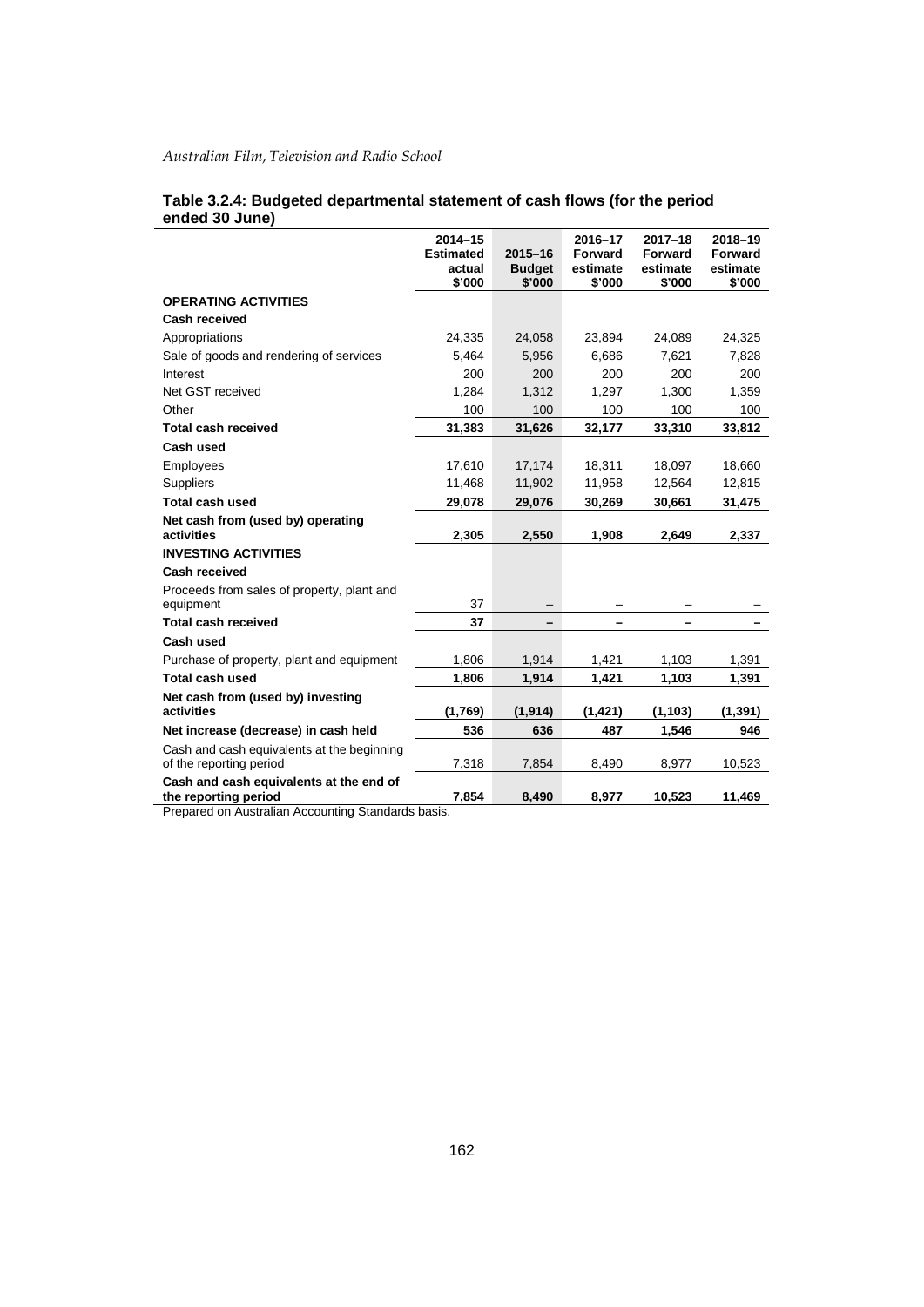**Table 3.2.4: Budgeted departmental statement of cash flows (for the period ended 30 June)**

| | 2014–15 Estimated actual $'000 | 2015–16 Budget $'000 | 2016–17 Forward estimate $'000 | 2017–18 Forward estimate $'000 | 2018–19 Forward estimate $'000 |
|---|---|---|---|---|---|
| **OPERATING ACTIVITIES** | | | | | |
| **Cash received** | | | | | |
| Appropriations | 24,335 | 24,058 | 23,894 | 24,089 | 24,325 |
| Sale of goods and rendering of services | 5,464 | 5,956 | 6,686 | 7,621 | 7,828 |
| Interest | 200 | 200 | 200 | 200 | 200 |
| Net GST received | 1,284 | 1,312 | 1,297 | 1,300 | 1,359 |
| Other | 100 | 100 | 100 | 100 | 100 |
| **Total cash received** | **31,383** | **31,626** | **32,177** | **33,310** | **33,812** |
| **Cash used** | | | | | |
| Employees | 17,610 | 17,174 | 18,311 | 18,097 | 18,660 |
| Suppliers | 11,468 | 11,902 | 11,958 | 12,564 | 12,815 |
| **Total cash used** | **29,078** | **29,076** | **30,269** | **30,661** | **31,475** |
| **Net cash from (used by) operating activities** | **2,305** | **2,550** | **1,908** | **2,649** | **2,337** |
| **INVESTING ACTIVITIES** | | | | | |
| **Cash received** | | | | | |
| Proceeds from sales of property, plant and equipment | 37 | – | – | – | – |
| **Total cash received** | **37** | **–** | **–** | **–** | **–** |
| **Cash used** | | | | | |
| Purchase of property, plant and equipment | 1,806 | 1,914 | 1,421 | 1,103 | 1,391 |
| **Total cash used** | **1,806** | **1,914** | **1,421** | **1,103** | **1,391** |
| **Net cash from (used by) investing activities** | **(1,769)** | **(1,914)** | **(1,421)** | **(1,103)** | **(1,391)** |
| **Net increase (decrease) in cash held** | **536** | **636** | **487** | **1,546** | **946** |
| Cash and cash equivalents at the beginning of the reporting period | 7,318 | 7,854 | 8,490 | 8,977 | 10,523 |
| **Cash and cash equivalents at the end of the reporting period** | **7,854** | **8,490** | **8,977** | **10,523** | **11,469** |

Prepared on Australian Accounting Standards basis.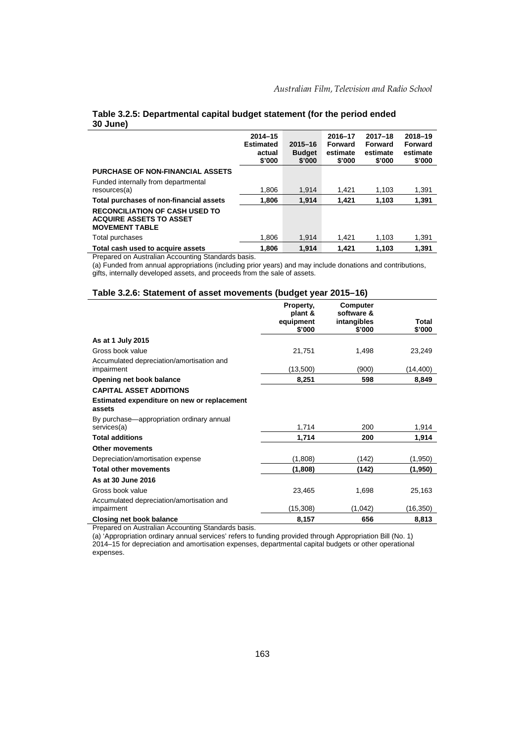**Table 3.2.5: Departmental capital budget statement (for the period ended 30 June)**

| | 2014–15 Estimated actual $'000 | 2015–16 Budget $'000 | 2016–17 Forward estimate $'000 | 2017–18 Forward estimate $'000 | 2018–19 Forward estimate $'000 |
|---|---|---|---|---|---|
| **PURCHASE OF NON-FINANCIAL ASSETS** | | | | | |
| Funded internally from departmental resources(a) | 1,806 | 1,914 | 1,421 | 1,103 | 1,391 |
| **Total purchases of non-financial assets** | **1,806** | **1,914** | **1,421** | **1,103** | **1,391** |
| **RECONCILIATION OF CASH USED TO ACQUIRE ASSETS TO ASSET MOVEMENT TABLE** | | | | | |
| Total purchases | 1,806 | 1,914 | 1,421 | 1,103 | 1,391 |
| **Total cash used to acquire assets** | **1,806** | **1,914** | **1,421** | **1,103** | **1,391** |

Prepared on Australian Accounting Standards basis.

(a) Funded from annual appropriations (including prior years) and may include donations and contributions, gifts, internally developed assets, and proceeds from the sale of assets.

**Table 3.2.6: Statement of asset movements (budget year 2015–16)**

| | Property, plant & equipment $'000 | Computer software & intangibles $'000 | Total $'000 |
|---|---|---|---|
| **As at 1 July 2015** | | | |
| Gross book value | 21,751 | 1,498 | 23,249 |
| Accumulated depreciation/amortisation and impairment | (13,500) | (900) | (14,400) |
| **Opening net book balance** | **8,251** | **598** | **8,849** |
| **CAPITAL ASSET ADDITIONS** | | | |
| **Estimated expenditure on new or replacement assets** | | | |
| By purchase—appropriation ordinary annual services(a) | 1,714 | 200 | 1,914 |
| **Total additions** | **1,714** | **200** | **1,914** |
| **Other movements** | | | |
| Depreciation/amortisation expense | (1,808) | (142) | (1,950) |
| **Total other movements** | **(1,808)** | **(142)** | **(1,950)** |
| **As at 30 June 2016** | | | |
| Gross book value | 23,465 | 1,698 | 25,163 |
| Accumulated depreciation/amortisation and impairment | (15,308) | (1,042) | (16,350) |
| **Closing net book balance** | **8,157** | **656** | **8,813** |

Prepared on Australian Accounting Standards basis.

(a) 'Appropriation ordinary annual services' refers to funding provided through Appropriation Bill (No. 1) 2014–15 for depreciation and amortisation expenses, departmental capital budgets or other operational expenses.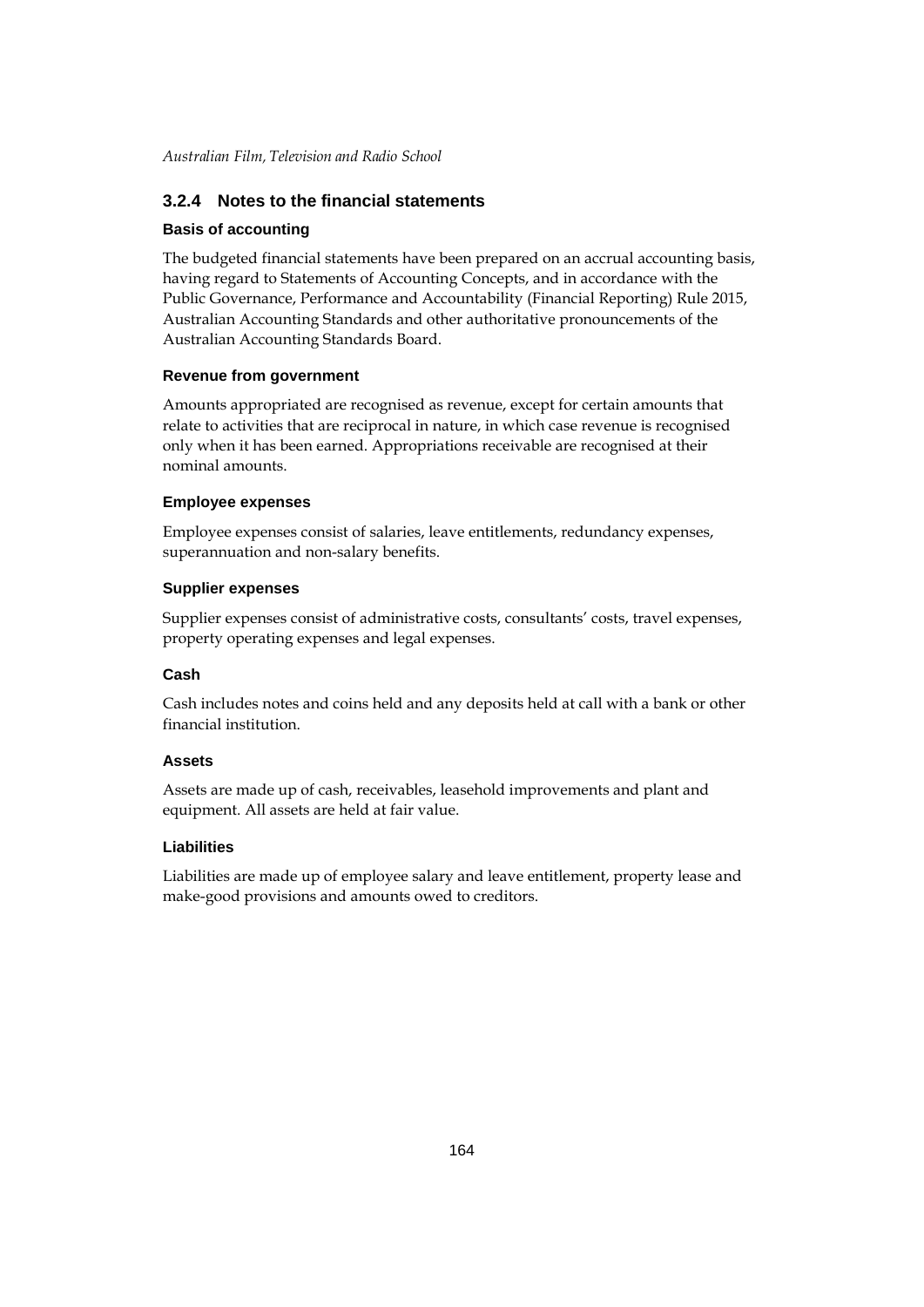### 3.2.4 Notes to the financial statements

#### Basis of accounting

The budgeted financial statements have been prepared on an accrual accounting basis, having regard to Statements of Accounting Concepts, and in accordance with the Public Governance, Performance and Accountability (Financial Reporting) Rule 2015, Australian Accounting Standards and other authoritative pronouncements of the Australian Accounting Standards Board.

#### Revenue from government

Amounts appropriated are recognised as revenue, except for certain amounts that relate to activities that are reciprocal in nature, in which case revenue is recognised only when it has been earned. Appropriations receivable are recognised at their nominal amounts.

#### Employee expenses

Employee expenses consist of salaries, leave entitlements, redundancy expenses, superannuation and non-salary benefits.

#### Supplier expenses

Supplier expenses consist of administrative costs, consultants' costs, travel expenses, property operating expenses and legal expenses.

#### Cash

Cash includes notes and coins held and any deposits held at call with a bank or other financial institution.

#### Assets

Assets are made up of cash, receivables, leasehold improvements and plant and equipment. All assets are held at fair value.

#### Liabilities

Liabilities are made up of employee salary and leave entitlement, property lease and make-good provisions and amounts owed to creditors.